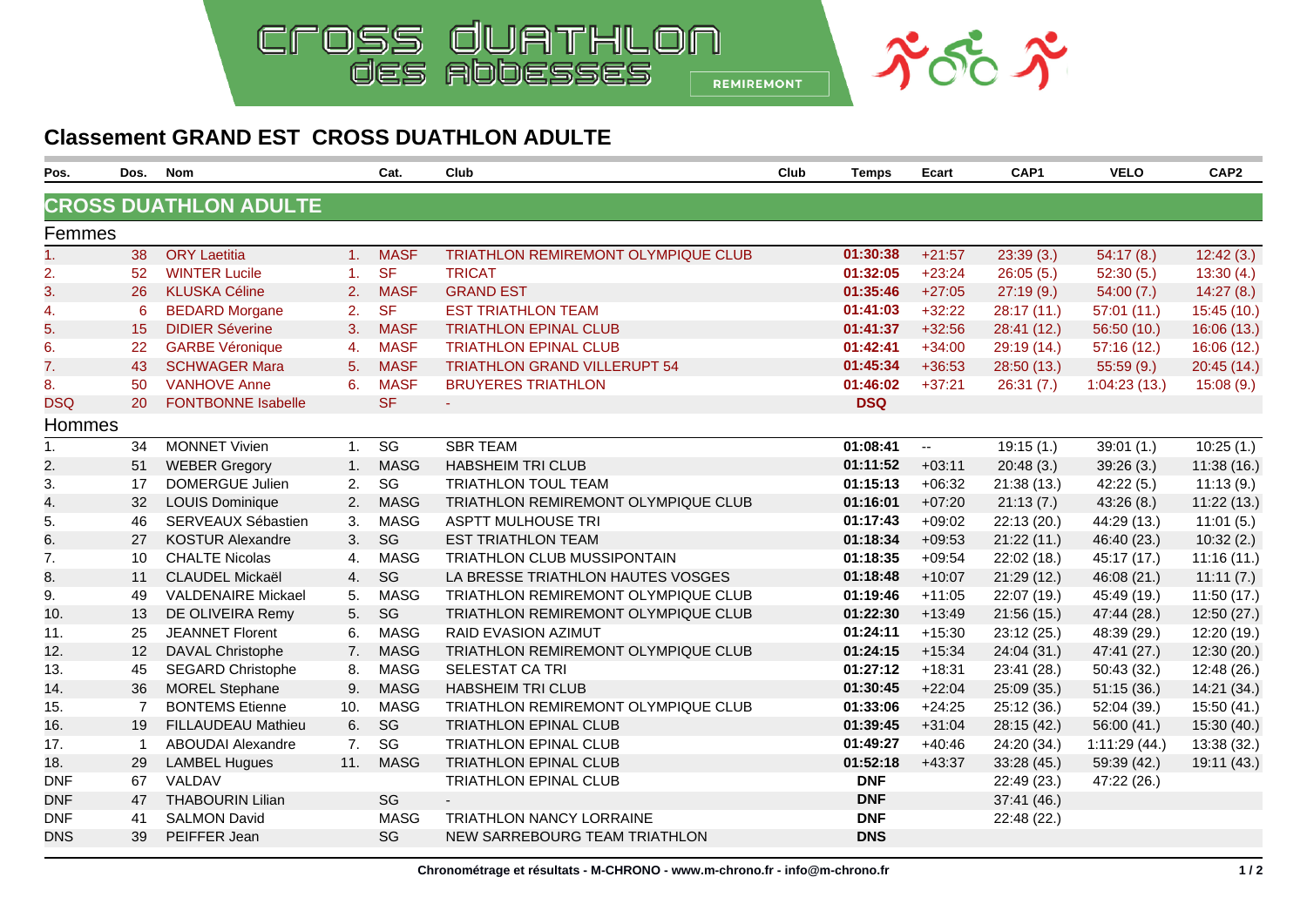# CROSS DUATHLON des ABBESSES

REMIREMONT

## Classement GRAND EST CROSS DUATHLON ADULTE

| Pos. | Dos. | Nom | | Cat. | Club | Club | Temps | Ecart | CAP1 | VELO | CAP2 |
|---|---|---|---|---|---|---|---|---|---|---|---|
| **CROSS DUATHLON ADULTE** | | | | | | | | | | | |
| Femmes | | | | | | | | | | | |
| 1. | 38 | ORY Laetitia | 1. | MASF | TRIATHLON REMIREMONT OLYMPIQUE CLUB | | **01:30:38** | +21:57 | 23:39 (3.) | 54:17 (8.) | 12:42 (3.) |
| 2. | 52 | WINTER Lucile | 1. | SF | TRICAT | | **01:32:05** | +23:24 | 26:05 (5.) | 52:30 (5.) | 13:30 (4.) |
| 3. | 26 | KLUSKA Céline | 2. | MASF | GRAND EST | | **01:35:46** | +27:05 | 27:19 (9.) | 54:00 (7.) | 14:27 (8.) |
| 4. | 6 | BEDARD Morgane | 2. | SF | EST TRIATHLON TEAM | | **01:41:03** | +32:22 | 28:17 (11.) | 57:01 (11.) | 15:45 (10.) |
| 5. | 15 | DIDIER Séverine | 3. | MASF | TRIATHLON EPINAL CLUB | | **01:41:37** | +32:56 | 28:41 (12.) | 56:50 (10.) | 16:06 (13.) |
| 6. | 22 | GARBE Véronique | 4. | MASF | TRIATHLON EPINAL CLUB | | **01:42:41** | +34:00 | 29:19 (14.) | 57:16 (12.) | 16:06 (12.) |
| 7. | 43 | SCHWAGER Mara | 5. | MASF | TRIATHLON GRAND VILLERUPT 54 | | **01:45:34** | +36:53 | 28:50 (13.) | 55:59 (9.) | 20:45 (14.) |
| 8. | 50 | VANHOVE Anne | 6. | MASF | BRUYERES TRIATHLON | | **01:46:02** | +37:21 | 26:31 (7.) | 1:04:23 (13.) | 15:08 (9.) |
| DSQ | 20 | FONTBONNE Isabelle | | SF | - | | **DSQ** | | | | |
| Hommes | | | | | | | | | | | |
| 1. | 34 | MONNET Vivien | 1. | SG | SBR TEAM | | **01:08:41** | -- | 19:15 (1.) | 39:01 (1.) | 10:25 (1.) |
| 2. | 51 | WEBER Gregory | 1. | MASG | HABSHEIM TRI CLUB | | **01:11:52** | +03:11 | 20:48 (3.) | 39:26 (3.) | 11:38 (16.) |
| 3. | 17 | DOMERGUE Julien | 2. | SG | TRIATHLON TOUL TEAM | | **01:15:13** | +06:32 | 21:38 (13.) | 42:22 (5.) | 11:13 (9.) |
| 4. | 32 | LOUIS Dominique | 2. | MASG | TRIATHLON REMIREMONT OLYMPIQUE CLUB | | **01:16:01** | +07:20 | 21:13 (7.) | 43:26 (8.) | 11:22 (13.) |
| 5. | 46 | SERVEAUX Sébastien | 3. | MASG | ASPTT MULHOUSE TRI | | **01:17:43** | +09:02 | 22:13 (20.) | 44:29 (13.) | 11:01 (5.) |
| 6. | 27 | KOSTUR Alexandre | 3. | SG | EST TRIATHLON TEAM | | **01:18:34** | +09:53 | 21:22 (11.) | 46:40 (23.) | 10:32 (2.) |
| 7. | 10 | CHALTE Nicolas | 4. | MASG | TRIATHLON CLUB MUSSIPONTAIN | | **01:18:35** | +09:54 | 22:02 (18.) | 45:17 (17.) | 11:16 (11.) |
| 8. | 11 | CLAUDEL Mickaël | 4. | SG | LA BRESSE TRIATHLON HAUTES VOSGES | | **01:18:48** | +10:07 | 21:29 (12.) | 46:08 (21.) | 11:11 (7.) |
| 9. | 49 | VALDENAIRE Mickael | 5. | MASG | TRIATHLON REMIREMONT OLYMPIQUE CLUB | | **01:19:46** | +11:05 | 22:07 (19.) | 45:49 (19.) | 11:50 (17.) |
| 10. | 13 | DE OLIVEIRA Remy | 5. | SG | TRIATHLON REMIREMONT OLYMPIQUE CLUB | | **01:22:30** | +13:49 | 21:56 (15.) | 47:44 (28.) | 12:50 (27.) |
| 11. | 25 | JEANNET Florent | 6. | MASG | RAID EVASION AZIMUT | | **01:24:11** | +15:30 | 23:12 (25.) | 48:39 (29.) | 12:20 (19.) |
| 12. | 12 | DAVAL Christophe | 7. | MASG | TRIATHLON REMIREMONT OLYMPIQUE CLUB | | **01:24:15** | +15:34 | 24:04 (31.) | 47:41 (27.) | 12:30 (20.) |
| 13. | 45 | SEGARD Christophe | 8. | MASG | SELESTAT CA TRI | | **01:27:12** | +18:31 | 23:41 (28.) | 50:43 (32.) | 12:48 (26.) |
| 14. | 36 | MOREL Stephane | 9. | MASG | HABSHEIM TRI CLUB | | **01:30:45** | +22:04 | 25:09 (35.) | 51:15 (36.) | 14:21 (34.) |
| 15. | 7 | BONTEMS Etienne | 10. | MASG | TRIATHLON REMIREMONT OLYMPIQUE CLUB | | **01:33:06** | +24:25 | 25:12 (36.) | 52:04 (39.) | 15:50 (41.) |
| 16. | 19 | FILLAUDEAU Mathieu | 6. | SG | TRIATHLON EPINAL CLUB | | **01:39:45** | +31:04 | 28:15 (42.) | 56:00 (41.) | 15:30 (40.) |
| 17. | 1 | ABOUDAI Alexandre | 7. | SG | TRIATHLON EPINAL CLUB | | **01:49:27** | +40:46 | 24:20 (34.) | 1:11:29 (44.) | 13:38 (32.) |
| 18. | 29 | LAMBEL Hugues | 11. | MASG | TRIATHLON EPINAL CLUB | | **01:52:18** | +43:37 | 33:28 (45.) | 59:39 (42.) | 19:11 (43.) |
| DNF | 67 | VALDAV | | | TRIATHLON EPINAL CLUB | | **DNF** | | 22:49 (23.) | 47:22 (26.) | |
| DNF | 47 | THABOURIN Lilian | | SG | - | | **DNF** | | 37:41 (46.) | | |
| DNF | 41 | SALMON David | | MASG | TRIATHLON NANCY LORRAINE | | **DNF** | | 22:48 (22.) | | |
| DNS | 39 | PEIFFER Jean | | SG | NEW SARREBOURG TEAM TRIATHLON | | **DNS** | | | | |

**Chronométrage et résultats - M-CHRONO - www.m-chrono.fr - info@m-chrono.fr**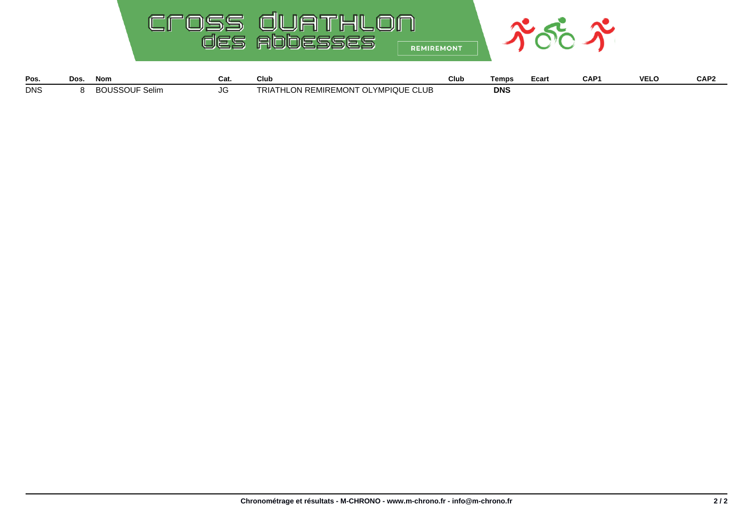# CROSS DUATHLON des ABBESSES

REMIREMONT

| Pos. | Dos. | Nom | Cat. | Club | Club | Temps | Ecart | CAP1 | VELO | CAP2 |
|---|---|---|---|---|---|---|---|---|---|---|
| DNS | 8 | BOUSSOUF Selim | JG | TRIATHLON REMIREMONT OLYMPIQUE CLUB | | **DNS** | | | | |

**Chronométrage et résultats - M-CHRONO - www.m-chrono.fr - info@m-chrono.fr**